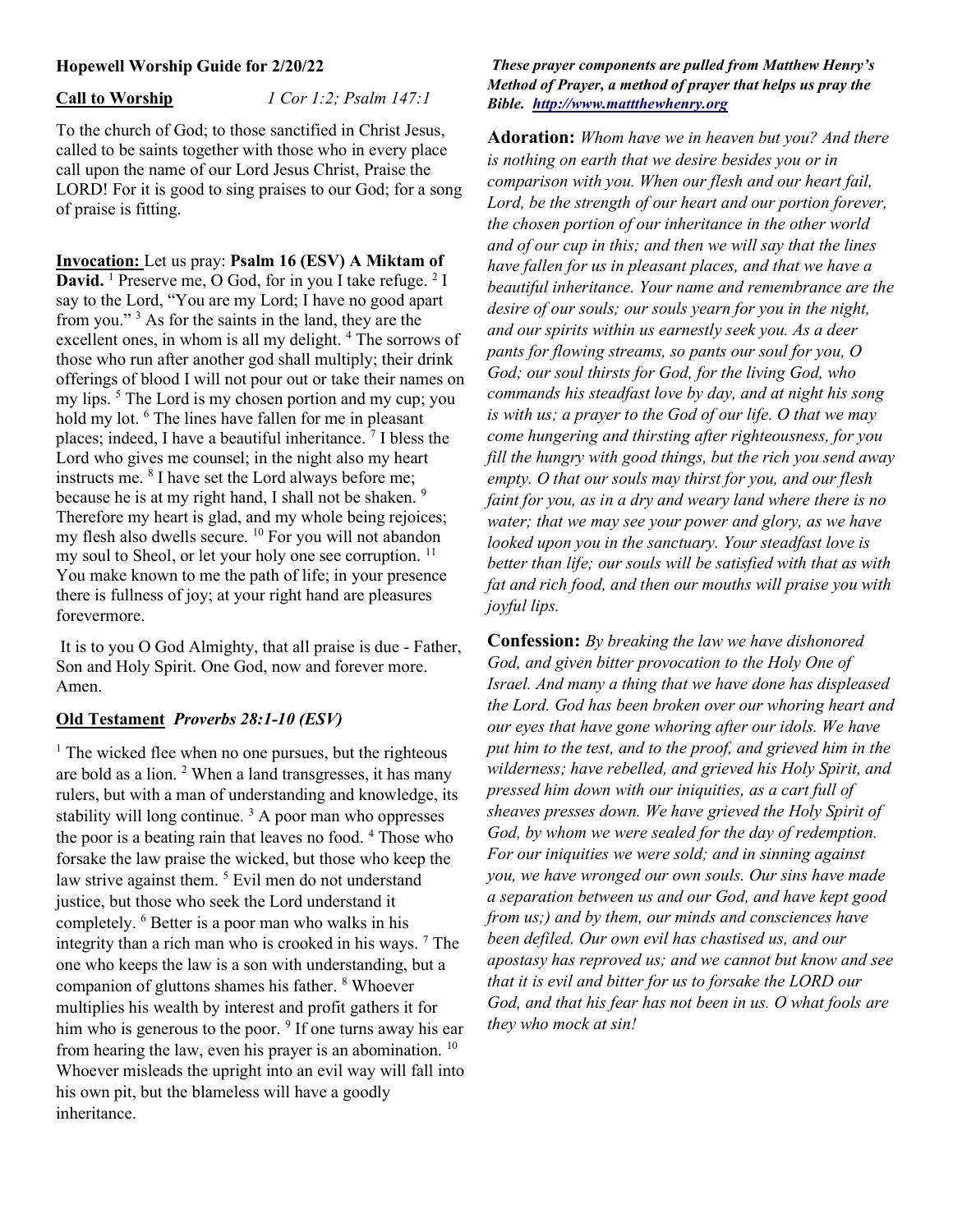**Hopewell Worship Guide for 2/20/22**

**Call to Worship** *1 Cor 1:2; Psalm 147:1*

To the church of God; to those sanctified in Christ Jesus, called to be saints together with those who in every place call upon the name of our Lord Jesus Christ, Praise the LORD! For it is good to sing praises to our God; for a song of praise is fitting.

**Invocation:** Let us pray: **Psalm 16 (ESV) A Miktam of David.** [1] Preserve me, O God, for in you I take refuge. [2] I say to the Lord, "You are my Lord; I have no good apart from you." [3] As for the saints in the land, they are the excellent ones, in whom is all my delight. [4] The sorrows of those who run after another god shall multiply; their drink offerings of blood I will not pour out or take their names on my lips. [5] The Lord is my chosen portion and my cup; you hold my lot. [6] The lines have fallen for me in pleasant places; indeed, I have a beautiful inheritance. [7] I bless the Lord who gives me counsel; in the night also my heart instructs me. [8] I have set the Lord always before me; because he is at my right hand, I shall not be shaken. [9] Therefore my heart is glad, and my whole being rejoices; my flesh also dwells secure. [10] For you will not abandon my soul to Sheol, or let your holy one see corruption. [11] You make known to me the path of life; in your presence there is fullness of joy; at your right hand are pleasures forevermore.

It is to you O God Almighty, that all praise is due - Father, Son and Holy Spirit. One God, now and forever more. Amen.

**Old Testament** ***Proverbs 28:1-10 (ESV)***

[1] The wicked flee when no one pursues, but the righteous are bold as a lion. [2] When a land transgresses, it has many rulers, but with a man of understanding and knowledge, its stability will long continue. [3] A poor man who oppresses the poor is a beating rain that leaves no food. [4] Those who forsake the law praise the wicked, but those who keep the law strive against them. [5] Evil men do not understand justice, but those who seek the Lord understand it completely. [6] Better is a poor man who walks in his integrity than a rich man who is crooked in his ways. [7] The one who keeps the law is a son with understanding, but a companion of gluttons shames his father. [8] Whoever multiplies his wealth by interest and profit gathers it for him who is generous to the poor. [9] If one turns away his ear from hearing the law, even his prayer is an abomination. [10] Whoever misleads the upright into an evil way will fall into his own pit, but the blameless will have a goodly inheritance.

***These prayer components are pulled from Matthew Henry's Method of Prayer, a method of prayer that helps us pray the Bible. [http://www.mattthewhenry.org](http://www.mattthewhenry.org)***

**Adoration:** *Whom have we in heaven but you? And there is nothing on earth that we desire besides you or in comparison with you. When our flesh and our heart fail, Lord, be the strength of our heart and our portion forever, the chosen portion of our inheritance in the other world and of our cup in this; and then we will say that the lines have fallen for us in pleasant places, and that we have a beautiful inheritance. Your name and remembrance are the desire of our souls; our souls yearn for you in the night, and our spirits within us earnestly seek you. As a deer pants for flowing streams, so pants our soul for you, O God; our soul thirsts for God, for the living God, who commands his steadfast love by day, and at night his song is with us; a prayer to the God of our life. O that we may come hungering and thirsting after righteousness, for you fill the hungry with good things, but the rich you send away empty. O that our souls may thirst for you, and our flesh faint for you, as in a dry and weary land where there is no water; that we may see your power and glory, as we have looked upon you in the sanctuary. Your steadfast love is better than life; our souls will be satisfied with that as with fat and rich food, and then our mouths will praise you with joyful lips.*

**Confession:** *By breaking the law we have dishonored God, and given bitter provocation to the Holy One of Israel. And many a thing that we have done has displeased the Lord. God has been broken over our whoring heart and our eyes that have gone whoring after our idols. We have put him to the test, and to the proof, and grieved him in the wilderness; have rebelled, and grieved his Holy Spirit, and pressed him down with our iniquities, as a cart full of sheaves presses down. We have grieved the Holy Spirit of God, by whom we were sealed for the day of redemption. For our iniquities we were sold; and in sinning against you, we have wronged our own souls. Our sins have made a separation between us and our God, and have kept good from us;) and by them, our minds and consciences have been defiled. Our own evil has chastised us, and our apostasy has reproved us; and we cannot but know and see that it is evil and bitter for us to forsake the LORD our God, and that his fear has not been in us. O what fools are they who mock at sin!*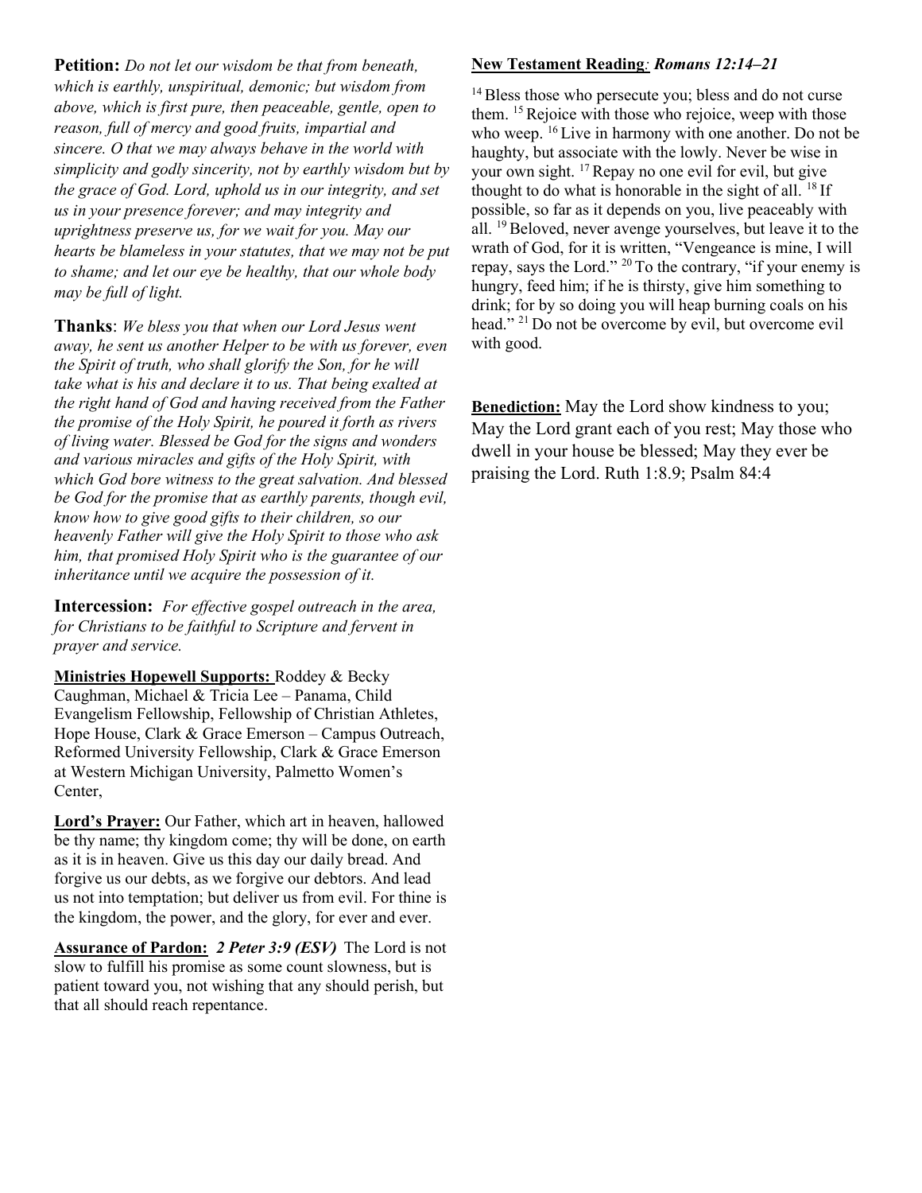**Petition:** *Do not let our wisdom be that from beneath, which is earthly, unspiritual, demonic; but wisdom from above, which is first pure, then peaceable, gentle, open to reason, full of mercy and good fruits, impartial and sincere. O that we may always behave in the world with simplicity and godly sincerity, not by earthly wisdom but by the grace of God. Lord, uphold us in our integrity, and set us in your presence forever; and may integrity and uprightness preserve us, for we wait for you. May our hearts be blameless in your statutes, that we may not be put to shame; and let our eye be healthy, that our whole body may be full of light.*

**Thanks**: *We bless you that when our Lord Jesus went away, he sent us another Helper to be with us forever, even the Spirit of truth, who shall glorify the Son, for he will take what is his and declare it to us. That being exalted at the right hand of God and having received from the Father the promise of the Holy Spirit, he poured it forth as rivers of living water. Blessed be God for the signs and wonders and various miracles and gifts of the Holy Spirit, with which God bore witness to the great salvation. And blessed be God for the promise that as earthly parents, though evil, know how to give good gifts to their children, so our heavenly Father will give the Holy Spirit to those who ask him, that promised Holy Spirit who is the guarantee of our inheritance until we acquire the possession of it.*

**Intercession:** *For effective gospel outreach in the area, for Christians to be faithful to Scripture and fervent in prayer and service.*

**Ministries Hopewell Supports:** Roddey & Becky Caughman, Michael & Tricia Lee – Panama, Child Evangelism Fellowship, Fellowship of Christian Athletes, Hope House, Clark & Grace Emerson – Campus Outreach, Reformed University Fellowship, Clark & Grace Emerson at Western Michigan University, Palmetto Women's Center,

**Lord's Prayer:** Our Father, which art in heaven, hallowed be thy name; thy kingdom come; thy will be done, on earth as it is in heaven. Give us this day our daily bread. And forgive us our debts, as we forgive our debtors. And lead us not into temptation; but deliver us from evil. For thine is the kingdom, the power, and the glory, for ever and ever.

**Assurance of Pardon:** ***2 Peter 3:9 (ESV)*** The Lord is not slow to fulfill his promise as some count slowness, but is patient toward you, not wishing that any should perish, but that all should reach repentance.

**New Testament Reading*: Romans 12:14–21***

[14] Bless those who persecute you; bless and do not curse them. [15] Rejoice with those who rejoice, weep with those who weep. [16] Live in harmony with one another. Do not be haughty, but associate with the lowly. Never be wise in your own sight. [17] Repay no one evil for evil, but give thought to do what is honorable in the sight of all. [18] If possible, so far as it depends on you, live peaceably with all. [19] Beloved, never avenge yourselves, but leave it to the wrath of God, for it is written, "Vengeance is mine, I will repay, says the Lord." [20] To the contrary, "if your enemy is hungry, feed him; if he is thirsty, give him something to drink; for by so doing you will heap burning coals on his head." [21] Do not be overcome by evil, but overcome evil with good.

**Benediction:** May the Lord show kindness to you; May the Lord grant each of you rest; May those who dwell in your house be blessed; May they ever be praising the Lord. Ruth 1:8.9; Psalm 84:4